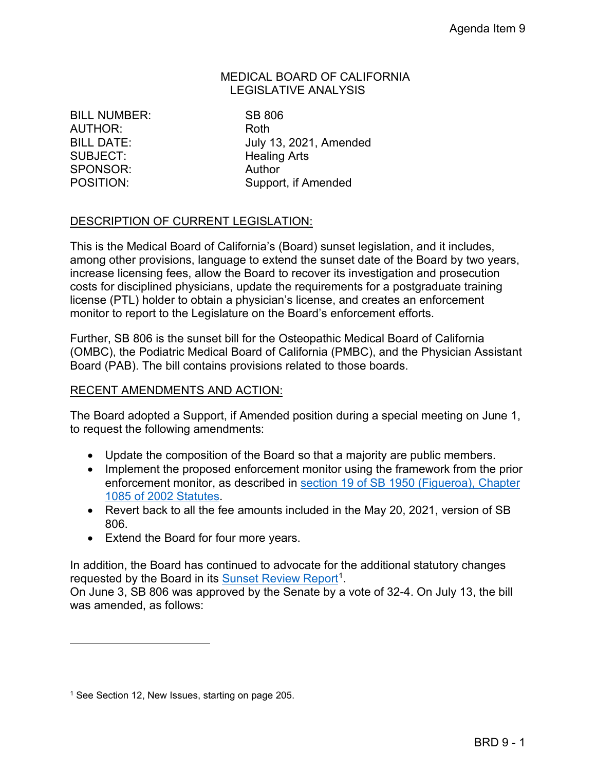Agenda Item 9

MEDICAL BOARD OF CALIFORNIA
LEGISLATIVE ANALYSIS

BILL NUMBER: SB 806
AUTHOR: Roth
BILL DATE: July 13, 2021, Amended
SUBJECT: Healing Arts
SPONSOR: Author
POSITION: Support, if Amended

## DESCRIPTION OF CURRENT LEGISLATION:

This is the Medical Board of California's (Board) sunset legislation, and it includes, among other provisions, language to extend the sunset date of the Board by two years, increase licensing fees, allow the Board to recover its investigation and prosecution costs for disciplined physicians, update the requirements for a postgraduate training license (PTL) holder to obtain a physician's license, and creates an enforcement monitor to report to the Legislature on the Board's enforcement efforts.

Further, SB 806 is the sunset bill for the Osteopathic Medical Board of California (OMBC), the Podiatric Medical Board of California (PMBC), and the Physician Assistant Board (PAB). The bill contains provisions related to those boards.

## RECENT AMENDMENTS AND ACTION:

The Board adopted a Support, if Amended position during a special meeting on June 1, to request the following amendments:

- Update the composition of the Board so that a majority are public members.
- Implement the proposed enforcement monitor using the framework from the prior enforcement monitor, as described in section 19 of SB 1950 (Figueroa), Chapter 1085 of 2002 Statutes.
- Revert back to all the fee amounts included in the May 20, 2021, version of SB 806.
- Extend the Board for four more years.

In addition, the Board has continued to advocate for the additional statutory changes requested by the Board in its Sunset Review Report[1].
On June 3, SB 806 was approved by the Senate by a vote of 32-4. On July 13, the bill was amended, as follows:

[1] See Section 12, New Issues, starting on page 205.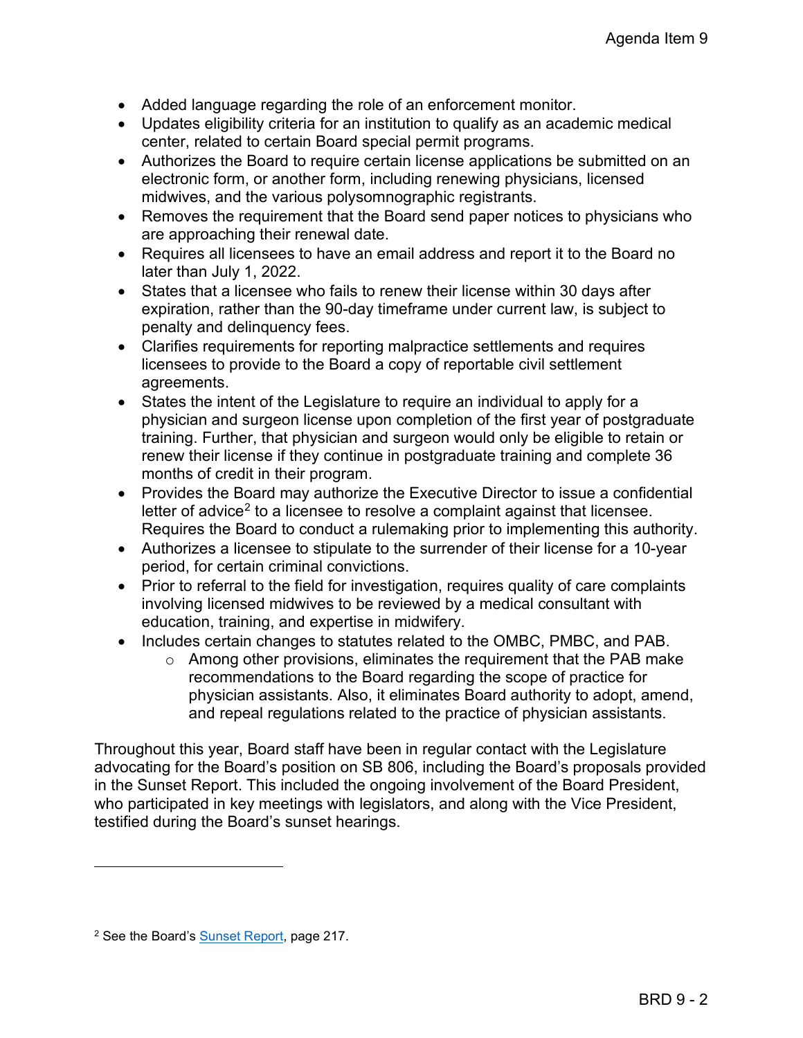- Added language regarding the role of an enforcement monitor.
- Updates eligibility criteria for an institution to qualify as an academic medical center, related to certain Board special permit programs.
- Authorizes the Board to require certain license applications be submitted on an electronic form, or another form, including renewing physicians, licensed midwives, and the various polysomnographic registrants.
- Removes the requirement that the Board send paper notices to physicians who are approaching their renewal date.
- Requires all licensees to have an email address and report it to the Board no later than July 1, 2022.
- States that a licensee who fails to renew their license within 30 days after expiration, rather than the 90-day timeframe under current law, is subject to penalty and delinquency fees.
- Clarifies requirements for reporting malpractice settlements and requires licensees to provide to the Board a copy of reportable civil settlement agreements.
- States the intent of the Legislature to require an individual to apply for a physician and surgeon license upon completion of the first year of postgraduate training. Further, that physician and surgeon would only be eligible to retain or renew their license if they continue in postgraduate training and complete 36 months of credit in their program.
- Provides the Board may authorize the Executive Director to issue a confidential letter of advice[2] to a licensee to resolve a complaint against that licensee. Requires the Board to conduct a rulemaking prior to implementing this authority.
- Authorizes a licensee to stipulate to the surrender of their license for a 10-year period, for certain criminal convictions.
- Prior to referral to the field for investigation, requires quality of care complaints involving licensed midwives to be reviewed by a medical consultant with education, training, and expertise in midwifery.
- Includes certain changes to statutes related to the OMBC, PMBC, and PAB.
  - Among other provisions, eliminates the requirement that the PAB make recommendations to the Board regarding the scope of practice for physician assistants. Also, it eliminates Board authority to adopt, amend, and repeal regulations related to the practice of physician assistants.

Throughout this year, Board staff have been in regular contact with the Legislature advocating for the Board's position on SB 806, including the Board's proposals provided in the Sunset Report. This included the ongoing involvement of the Board President, who participated in key meetings with legislators, and along with the Vice President, testified during the Board's sunset hearings.

---

[2] See the Board's Sunset Report, page 217.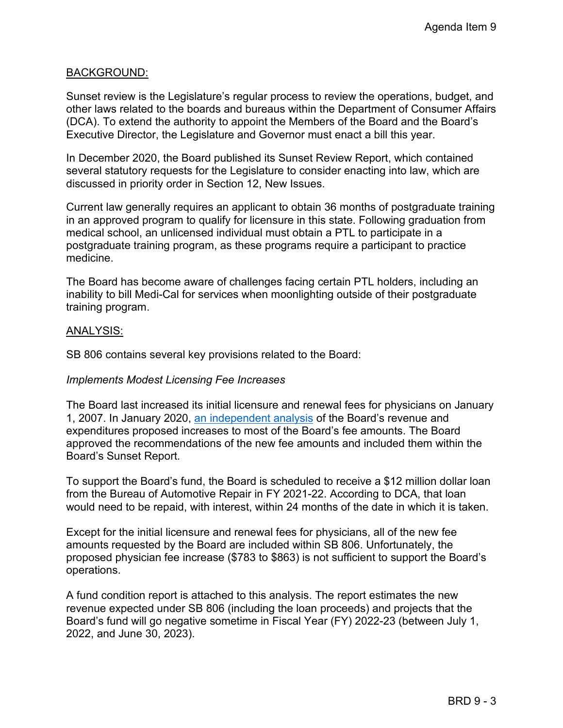BACKGROUND:

Sunset review is the Legislature's regular process to review the operations, budget, and other laws related to the boards and bureaus within the Department of Consumer Affairs (DCA). To extend the authority to appoint the Members of the Board and the Board's Executive Director, the Legislature and Governor must enact a bill this year.

In December 2020, the Board published its Sunset Review Report, which contained several statutory requests for the Legislature to consider enacting into law, which are discussed in priority order in Section 12, New Issues.

Current law generally requires an applicant to obtain 36 months of postgraduate training in an approved program to qualify for licensure in this state. Following graduation from medical school, an unlicensed individual must obtain a PTL to participate in a postgraduate training program, as these programs require a participant to practice medicine.

The Board has become aware of challenges facing certain PTL holders, including an inability to bill Medi-Cal for services when moonlighting outside of their postgraduate training program.

ANALYSIS:

SB 806 contains several key provisions related to the Board:

*Implements Modest Licensing Fee Increases*

The Board last increased its initial licensure and renewal fees for physicians on January 1, 2007. In January 2020, an independent analysis of the Board's revenue and expenditures proposed increases to most of the Board's fee amounts. The Board approved the recommendations of the new fee amounts and included them within the Board's Sunset Report.

To support the Board's fund, the Board is scheduled to receive a $12 million dollar loan from the Bureau of Automotive Repair in FY 2021-22. According to DCA, that loan would need to be repaid, with interest, within 24 months of the date in which it is taken.

Except for the initial licensure and renewal fees for physicians, all of the new fee amounts requested by the Board are included within SB 806. Unfortunately, the proposed physician fee increase ($783 to $863) is not sufficient to support the Board's operations.

A fund condition report is attached to this analysis. The report estimates the new revenue expected under SB 806 (including the loan proceeds) and projects that the Board's fund will go negative sometime in Fiscal Year (FY) 2022-23 (between July 1, 2022, and June 30, 2023).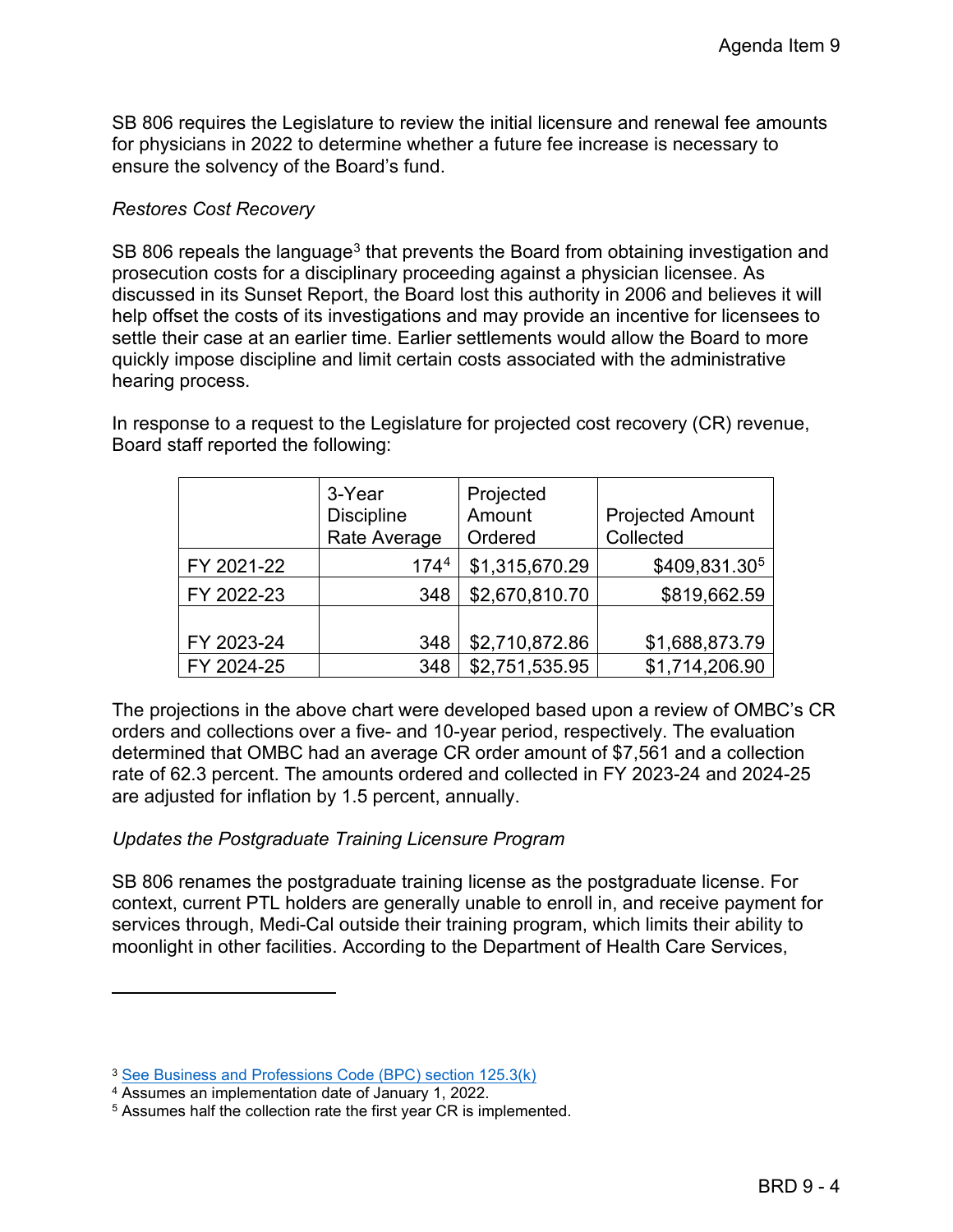SB 806 requires the Legislature to review the initial licensure and renewal fee amounts for physicians in 2022 to determine whether a future fee increase is necessary to ensure the solvency of the Board's fund.

*Restores Cost Recovery*

SB 806 repeals the language[3] that prevents the Board from obtaining investigation and prosecution costs for a disciplinary proceeding against a physician licensee. As discussed in its Sunset Report, the Board lost this authority in 2006 and believes it will help offset the costs of its investigations and may provide an incentive for licensees to settle their case at an earlier time. Earlier settlements would allow the Board to more quickly impose discipline and limit certain costs associated with the administrative hearing process.

In response to a request to the Legislature for projected cost recovery (CR) revenue, Board staff reported the following:

| | 3-Year Discipline Rate Average | Projected Amount Ordered | Projected Amount Collected |
|---|---|---|---|
| FY 2021-22 | 174[4] | $1,315,670.29 | $409,831.30[5] |
| FY 2022-23 | 348 | $2,670,810.70 | $819,662.59 |
| FY 2023-24 | 348 | $2,710,872.86 | $1,688,873.79 |
| FY 2024-25 | 348 | $2,751,535.95 | $1,714,206.90 |

The projections in the above chart were developed based upon a review of OMBC's CR orders and collections over a five- and 10-year period, respectively. The evaluation determined that OMBC had an average CR order amount of $7,561 and a collection rate of 62.3 percent. The amounts ordered and collected in FY 2023-24 and 2024-25 are adjusted for inflation by 1.5 percent, annually.

*Updates the Postgraduate Training Licensure Program*

SB 806 renames the postgraduate training license as the postgraduate license. For context, current PTL holders are generally unable to enroll in, and receive payment for services through, Medi-Cal outside their training program, which limits their ability to moonlight in other facilities. According to the Department of Health Care Services,

---

[3] See Business and Professions Code (BPC) section 125.3(k)

[4] Assumes an implementation date of January 1, 2022.

[5] Assumes half the collection rate the first year CR is implemented.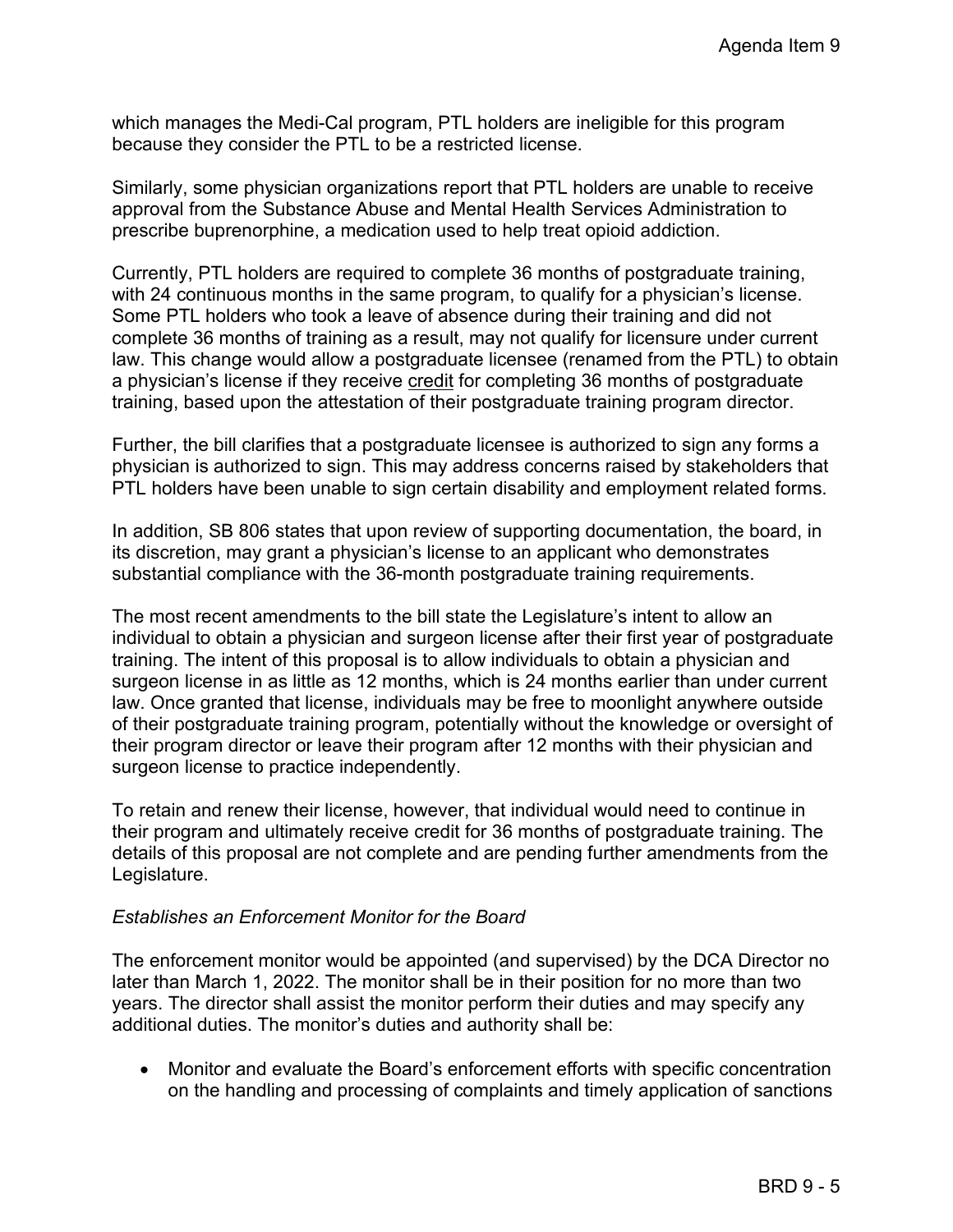which manages the Medi-Cal program, PTL holders are ineligible for this program because they consider the PTL to be a restricted license.

Similarly, some physician organizations report that PTL holders are unable to receive approval from the Substance Abuse and Mental Health Services Administration to prescribe buprenorphine, a medication used to help treat opioid addiction.

Currently, PTL holders are required to complete 36 months of postgraduate training, with 24 continuous months in the same program, to qualify for a physician's license. Some PTL holders who took a leave of absence during their training and did not complete 36 months of training as a result, may not qualify for licensure under current law. This change would allow a postgraduate licensee (renamed from the PTL) to obtain a physician's license if they receive <u>credit</u> for completing 36 months of postgraduate training, based upon the attestation of their postgraduate training program director.

Further, the bill clarifies that a postgraduate licensee is authorized to sign any forms a physician is authorized to sign. This may address concerns raised by stakeholders that PTL holders have been unable to sign certain disability and employment related forms.

In addition, SB 806 states that upon review of supporting documentation, the board, in its discretion, may grant a physician's license to an applicant who demonstrates substantial compliance with the 36-month postgraduate training requirements.

The most recent amendments to the bill state the Legislature's intent to allow an individual to obtain a physician and surgeon license after their first year of postgraduate training. The intent of this proposal is to allow individuals to obtain a physician and surgeon license in as little as 12 months, which is 24 months earlier than under current law. Once granted that license, individuals may be free to moonlight anywhere outside of their postgraduate training program, potentially without the knowledge or oversight of their program director or leave their program after 12 months with their physician and surgeon license to practice independently.

To retain and renew their license, however, that individual would need to continue in their program and ultimately receive credit for 36 months of postgraduate training. The details of this proposal are not complete and are pending further amendments from the Legislature.

*Establishes an Enforcement Monitor for the Board*

The enforcement monitor would be appointed (and supervised) by the DCA Director no later than March 1, 2022. The monitor shall be in their position for no more than two years. The director shall assist the monitor perform their duties and may specify any additional duties. The monitor's duties and authority shall be:

- Monitor and evaluate the Board's enforcement efforts with specific concentration on the handling and processing of complaints and timely application of sanctions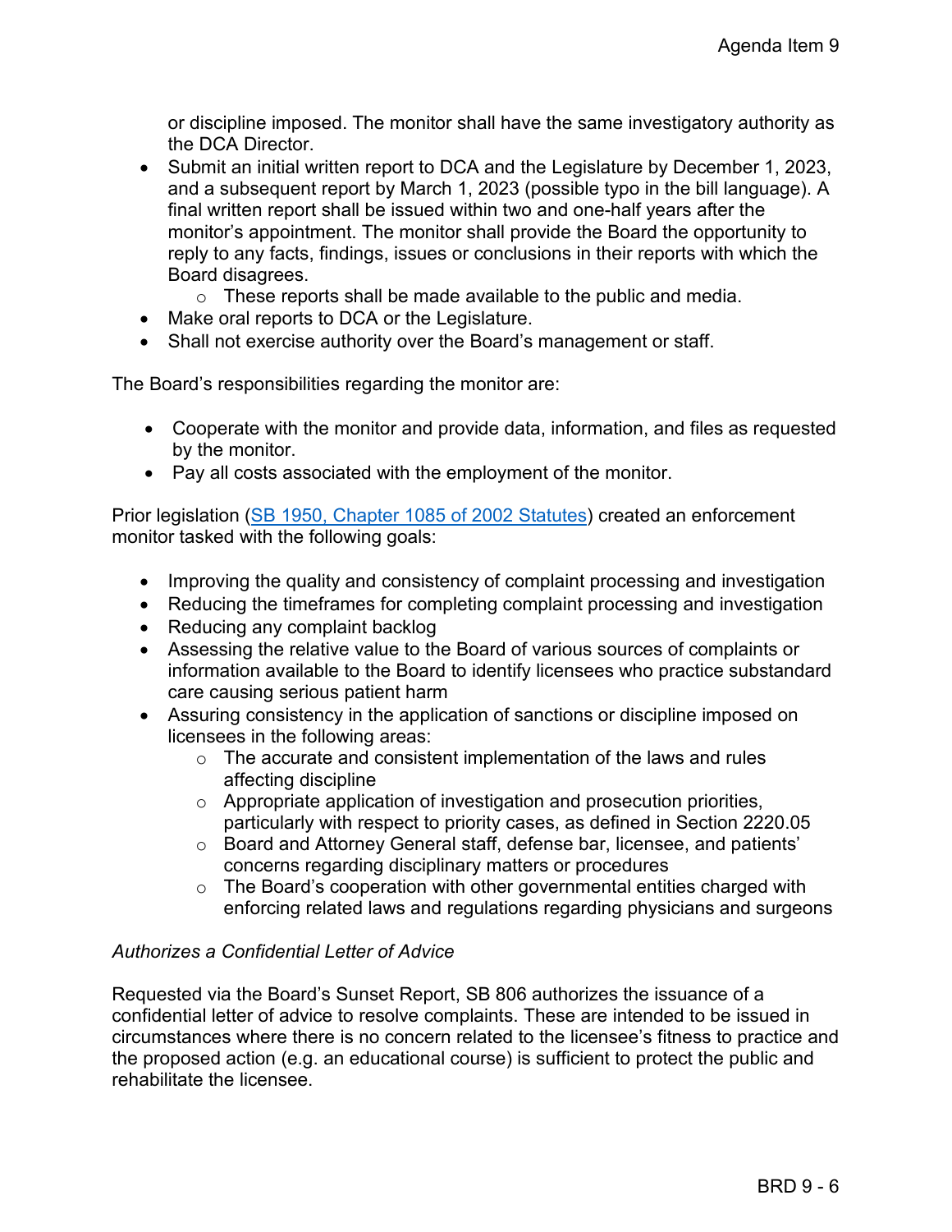or discipline imposed. The monitor shall have the same investigatory authority as the DCA Director.

- Submit an initial written report to DCA and the Legislature by December 1, 2023, and a subsequent report by March 1, 2023 (possible typo in the bill language). A final written report shall be issued within two and one-half years after the monitor's appointment. The monitor shall provide the Board the opportunity to reply to any facts, findings, issues or conclusions in their reports with which the Board disagrees.
  - These reports shall be made available to the public and media.
- Make oral reports to DCA or the Legislature.
- Shall not exercise authority over the Board's management or staff.

The Board's responsibilities regarding the monitor are:

- Cooperate with the monitor and provide data, information, and files as requested by the monitor.
- Pay all costs associated with the employment of the monitor.

Prior legislation (SB 1950, Chapter 1085 of 2002 Statutes) created an enforcement monitor tasked with the following goals:

- Improving the quality and consistency of complaint processing and investigation
- Reducing the timeframes for completing complaint processing and investigation
- Reducing any complaint backlog
- Assessing the relative value to the Board of various sources of complaints or information available to the Board to identify licensees who practice substandard care causing serious patient harm
- Assuring consistency in the application of sanctions or discipline imposed on licensees in the following areas:
  - The accurate and consistent implementation of the laws and rules affecting discipline
  - Appropriate application of investigation and prosecution priorities, particularly with respect to priority cases, as defined in Section 2220.05
  - Board and Attorney General staff, defense bar, licensee, and patients' concerns regarding disciplinary matters or procedures
  - The Board's cooperation with other governmental entities charged with enforcing related laws and regulations regarding physicians and surgeons

*Authorizes a Confidential Letter of Advice*

Requested via the Board's Sunset Report, SB 806 authorizes the issuance of a confidential letter of advice to resolve complaints. These are intended to be issued in circumstances where there is no concern related to the licensee's fitness to practice and the proposed action (e.g. an educational course) is sufficient to protect the public and rehabilitate the licensee.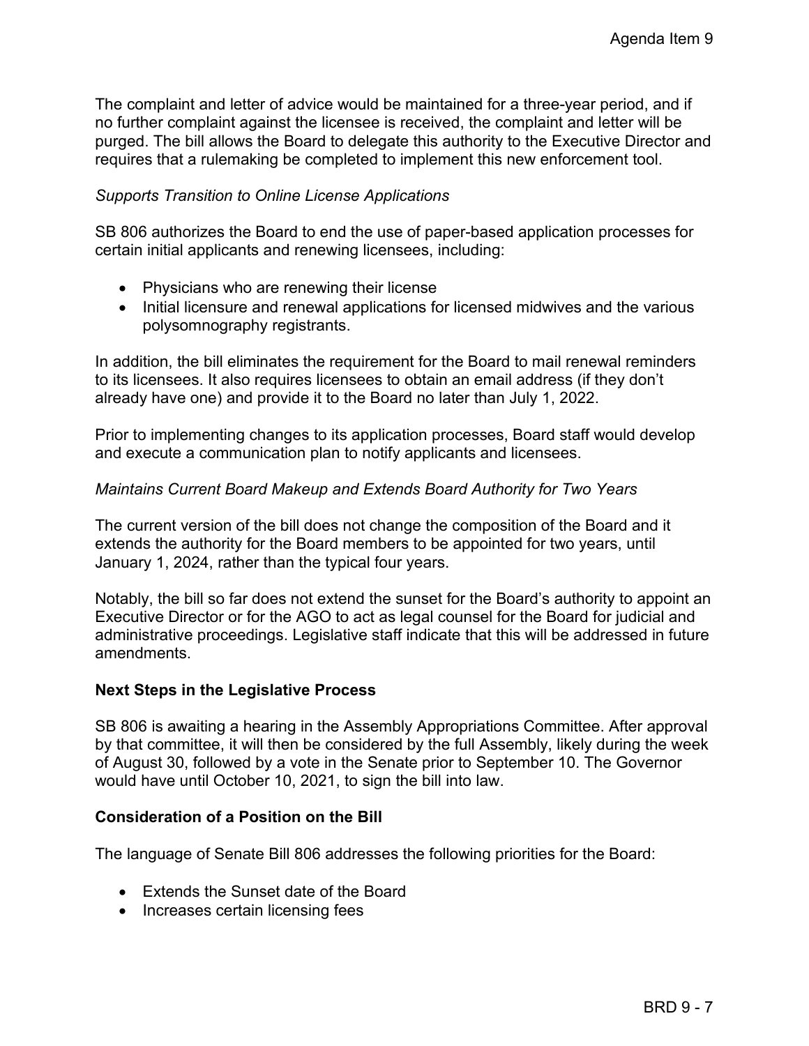The complaint and letter of advice would be maintained for a three-year period, and if no further complaint against the licensee is received, the complaint and letter will be purged. The bill allows the Board to delegate this authority to the Executive Director and requires that a rulemaking be completed to implement this new enforcement tool.

*Supports Transition to Online License Applications*

SB 806 authorizes the Board to end the use of paper-based application processes for certain initial applicants and renewing licensees, including:

- Physicians who are renewing their license
- Initial licensure and renewal applications for licensed midwives and the various polysomnography registrants.

In addition, the bill eliminates the requirement for the Board to mail renewal reminders to its licensees. It also requires licensees to obtain an email address (if they don't already have one) and provide it to the Board no later than July 1, 2022.

Prior to implementing changes to its application processes, Board staff would develop and execute a communication plan to notify applicants and licensees.

*Maintains Current Board Makeup and Extends Board Authority for Two Years*

The current version of the bill does not change the composition of the Board and it extends the authority for the Board members to be appointed for two years, until January 1, 2024, rather than the typical four years.

Notably, the bill so far does not extend the sunset for the Board's authority to appoint an Executive Director or for the AGO to act as legal counsel for the Board for judicial and administrative proceedings. Legislative staff indicate that this will be addressed in future amendments.

**Next Steps in the Legislative Process**

SB 806 is awaiting a hearing in the Assembly Appropriations Committee. After approval by that committee, it will then be considered by the full Assembly, likely during the week of August 30, followed by a vote in the Senate prior to September 10. The Governor would have until October 10, 2021, to sign the bill into law.

**Consideration of a Position on the Bill**

The language of Senate Bill 806 addresses the following priorities for the Board:

- Extends the Sunset date of the Board
- Increases certain licensing fees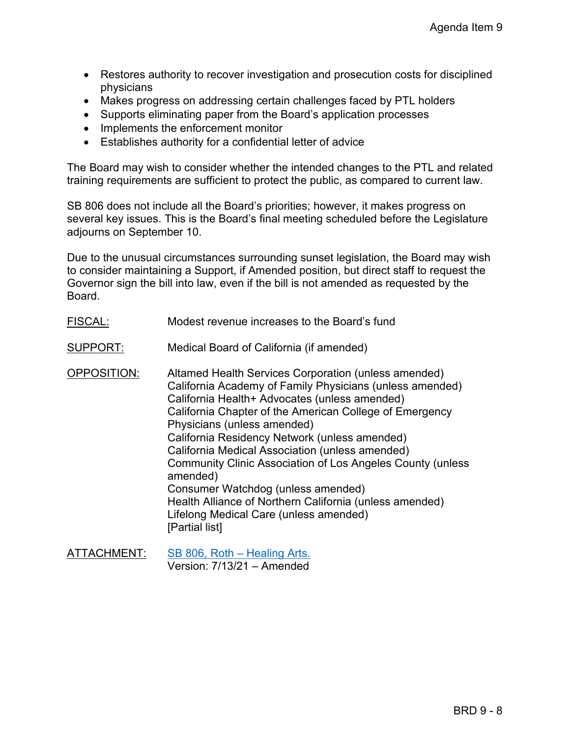- Restores authority to recover investigation and prosecution costs for disciplined physicians
- Makes progress on addressing certain challenges faced by PTL holders
- Supports eliminating paper from the Board's application processes
- Implements the enforcement monitor
- Establishes authority for a confidential letter of advice

The Board may wish to consider whether the intended changes to the PTL and related training requirements are sufficient to protect the public, as compared to current law.

SB 806 does not include all the Board's priorities; however, it makes progress on several key issues. This is the Board's final meeting scheduled before the Legislature adjourns on September 10.

Due to the unusual circumstances surrounding sunset legislation, the Board may wish to consider maintaining a Support, if Amended position, but direct staff to request the Governor sign the bill into law, even if the bill is not amended as requested by the Board.

FISCAL: Modest revenue increases to the Board's fund

SUPPORT: Medical Board of California (if amended)

OPPOSITION:
Altamed Health Services Corporation (unless amended)
California Academy of Family Physicians (unless amended)
California Health+ Advocates (unless amended)
California Chapter of the American College of Emergency Physicians (unless amended)
California Residency Network (unless amended)
California Medical Association (unless amended)
Community Clinic Association of Los Angeles County (unless amended)
Consumer Watchdog (unless amended)
Health Alliance of Northern California (unless amended)
Lifelong Medical Care (unless amended)
[Partial list]

ATTACHMENT: SB 806, Roth – Healing Arts.
Version: 7/13/21 – Amended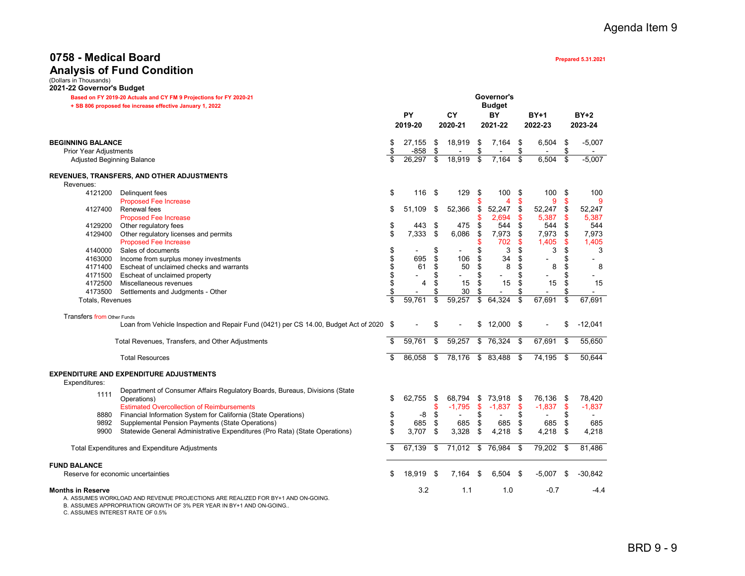# 0758 - Medical Board

## Analysis of Fund Condition

(Dollars in Thousands)

**2021-22 Governor's Budget**

Based on FY 2019-20 Actuals and CY FM 9 Projections for FY 2020-21

+ SB 806 proposed fee increase effective January 1, 2022

Prepared 5.31.2021

| | | PY 2019-20 | CY 2020-21 | Governor's Budget BY 2021-22 | BY+1 2022-23 | BY+2 2023-24 |
|---|---|---|---|---|---|---|
| **BEGINNING BALANCE** | | $ 27,155 | $ 18,919 | $ 7,164 | $ 6,504 | $ -5,007 |
| Prior Year Adjustments | | $ -858 | $ - | $ - | $ - | $ - |
| Adjusted Beginning Balance | | $ 26,297 | $ 18,919 | $ 7,164 | $ 6,504 | $ -5,007 |
| **REVENUES, TRANSFERS, AND OTHER ADJUSTMENTS** | | | | | | |
| Revenues: | | | | | | |
| 4121200 | Delinquent fees | $ 116 | $ 129 | $ 100 | $ 100 | $ 100 |
| | Proposed Fee Increase | | | $ 4 | $ 9 | $ 9 |
| 4127400 | Renewal fees | $ 51,109 | $ 52,366 | $ 52,247 | $ 52,247 | $ 52,247 |
| | Proposed Fee Increase | | | $ 2,694 | $ 5,387 | $ 5,387 |
| 4129200 | Other regulatory fees | $ 443 | $ 475 | $ 544 | $ 544 | $ 544 |
| 4129400 | Other regulatory licenses and permits | $ 7,333 | $ 6,086 | $ 7,973 | $ 7,973 | $ 7,973 |
| | Proposed Fee Increase | | | $ 702 | $ 1,405 | $ 1,405 |
| 4140000 | Sales of documents | $ - | $ - | $ 3 | $ 3 | $ 3 |
| 4163000 | Income from surplus money investments | $ 695 | $ 106 | $ 34 | $ - | $ - |
| 4171400 | Escheat of unclaimed checks and warrants | $ 61 | $ 50 | $ 8 | $ 8 | $ 8 |
| 4171500 | Escheat of unclaimed property | $ - | $ - | $ - | $ - | $ - |
| 4172500 | Miscellaneous revenues | $ 4 | $ 15 | $ 15 | $ 15 | $ 15 |
| 4173500 | Settlements and Judgments - Other | $ - | $ 30 | $ - | $ - | $ - |
| Totals, Revenues | | $ 59,761 | $ 59,257 | $ 64,324 | $ 67,691 | $ 67,691 |
| Transfers from Other Funds | | | | | | |
| | Loan from Vehicle Inspection and Repair Fund (0421) per CS 14.00, Budget Act of 2020 | $ - | $ - | $ 12,000 | $ - | $ -12,041 |
| | Total Revenues, Transfers, and Other Adjustments | $ 59,761 | $ 59,257 | $ 76,324 | $ 67,691 | $ 55,650 |
| | Total Resources | $ 86,058 | $ 78,176 | $ 83,488 | $ 74,195 | $ 50,644 |
| **EXPENDITURE AND EXPENDITURE ADJUSTMENTS** | | | | | | |
| Expenditures: | | | | | | |
| 1111 | Department of Consumer Affairs Regulatory Boards, Bureaus, Divisions (State Operations) | $ 62,755 | $ 68,794 | $ 73,918 | $ 76,136 | $ 78,420 |
| | Estimated Overcollection of Reimbursements | | $ -1,795 | $ -1,837 | $ -1,837 | $ -1,837 |
| 8880 | Financial Information System for California (State Operations) | $ -8 | $ - | $ - | $ - | $ - |
| 9892 | Supplemental Pension Payments (State Operations) | $ 685 | $ 685 | $ 685 | $ 685 | $ 685 |
| 9900 | Statewide General Administrative Expenditures (Pro Rata) (State Operations) | $ 3,707 | $ 3,328 | $ 4,218 | $ 4,218 | $ 4,218 |
| Total Expenditures and Expenditure Adjustments | | $ 67,139 | $ 71,012 | $ 76,984 | $ 79,202 | $ 81,486 |
| **FUND BALANCE** | | | | | | |
| Reserve for economic uncertainties | | $ 18,919 | $ 7,164 | $ 6,504 | $ -5,007 | $ -30,842 |
| **Months in Reserve** | | 3.2 | 1.1 | 1.0 | -0.7 | -4.4 |

A. ASSUMES WORKLOAD AND REVENUE PROJECTIONS ARE REALIZED FOR BY+1 AND ON-GOING.
B. ASSUMES APPROPRIATION GROWTH OF 3% PER YEAR IN BY+1 AND ON-GOING..
C. ASSUMES INTEREST RATE OF 0.5%